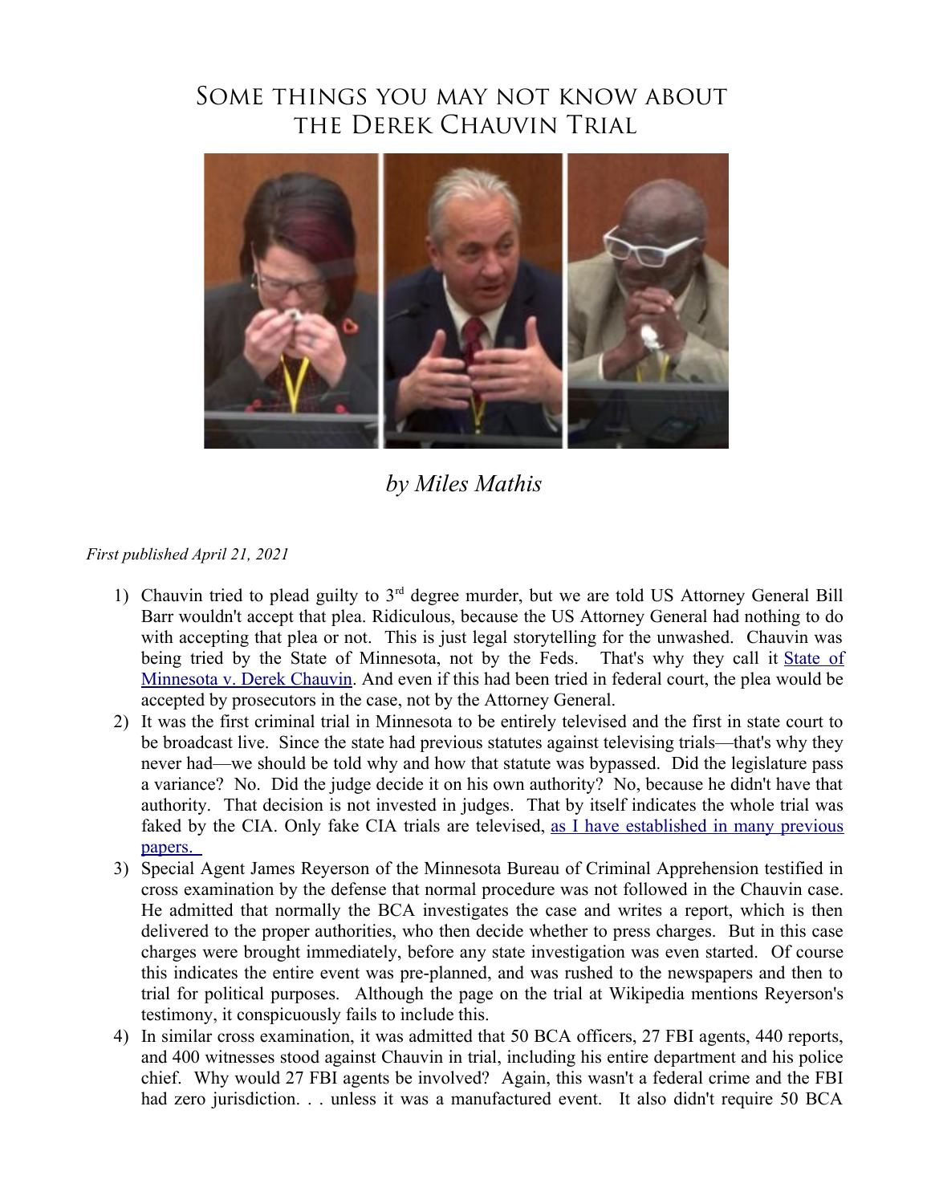# Some things you may not know about the Derek Chauvin Trial

*by Miles Mathis*

*First published April 21, 2021*

1) Chauvin tried to plead guilty to 3rd degree murder, but we are told US Attorney General Bill Barr wouldn't accept that plea. Ridiculous, because the US Attorney General had nothing to do with accepting that plea or not. This is just legal storytelling for the unwashed. Chauvin was being tried by the State of Minnesota, not by the Feds. That's why they call it [State of Minnesota v. Derek Chauvin](). And even if this had been tried in federal court, the plea would be accepted by prosecutors in the case, not by the Attorney General.
2) It was the first criminal trial in Minnesota to be entirely televised and the first in state court to be broadcast live. Since the state had previous statutes against televising trials—that's why they never had—we should be told why and how that statute was bypassed. Did the legislature pass a variance? No. Did the judge decide it on his own authority? No, because he didn't have that authority. That decision is not invested in judges. That by itself indicates the whole trial was faked by the CIA. Only fake CIA trials are televised, [as I have established in many previous papers.]()
3) Special Agent James Reyerson of the Minnesota Bureau of Criminal Apprehension testified in cross examination by the defense that normal procedure was not followed in the Chauvin case. He admitted that normally the BCA investigates the case and writes a report, which is then delivered to the proper authorities, who then decide whether to press charges. But in this case charges were brought immediately, before any state investigation was even started. Of course this indicates the entire event was pre-planned, and was rushed to the newspapers and then to trial for political purposes. Although the page on the trial at Wikipedia mentions Reyerson's testimony, it conspicuously fails to include this.
4) In similar cross examination, it was admitted that 50 BCA officers, 27 FBI agents, 440 reports, and 400 witnesses stood against Chauvin in trial, including his entire department and his police chief. Why would 27 FBI agents be involved? Again, this wasn't a federal crime and the FBI had zero jurisdiction. . . unless it was a manufactured event. It also didn't require 50 BCA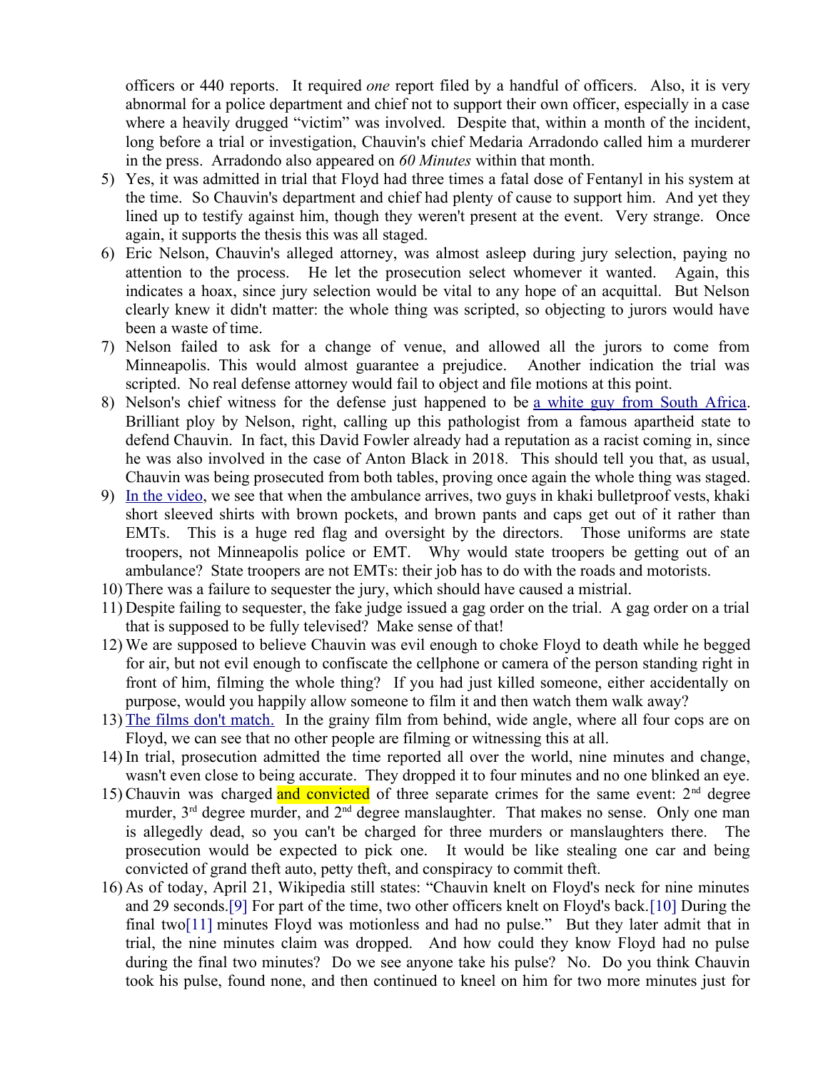officers or 440 reports. It required *one* report filed by a handful of officers. Also, it is very abnormal for a police department and chief not to support their own officer, especially in a case where a heavily drugged "victim" was involved. Despite that, within a month of the incident, long before a trial or investigation, Chauvin's chief Medaria Arradondo called him a murderer in the press. Arradondo also appeared on *60 Minutes* within that month.

5) Yes, it was admitted in trial that Floyd had three times a fatal dose of Fentanyl in his system at the time. So Chauvin's department and chief had plenty of cause to support him. And yet they lined up to testify against him, though they weren't present at the event. Very strange. Once again, it supports the thesis this was all staged.
6) Eric Nelson, Chauvin's alleged attorney, was almost asleep during jury selection, paying no attention to the process. He let the prosecution select whomever it wanted. Again, this indicates a hoax, since jury selection would be vital to any hope of an acquittal. But Nelson clearly knew it didn't matter: the whole thing was scripted, so objecting to jurors would have been a waste of time.
7) Nelson failed to ask for a change of venue, and allowed all the jurors to come from Minneapolis. This would almost guarantee a prejudice. Another indication the trial was scripted. No real defense attorney would fail to object and file motions at this point.
8) Nelson's chief witness for the defense just happened to be [a white guy from South Africa](). Brilliant ploy by Nelson, right, calling up this pathologist from a famous apartheid state to defend Chauvin. In fact, this David Fowler already had a reputation as a racist coming in, since he was also involved in the case of Anton Black in 2018. This should tell you that, as usual, Chauvin was being prosecuted from both tables, proving once again the whole thing was staged.
9) [In the video](), we see that when the ambulance arrives, two guys in khaki bulletproof vests, khaki short sleeved shirts with brown pockets, and brown pants and caps get out of it rather than EMTs. This is a huge red flag and oversight by the directors. Those uniforms are state troopers, not Minneapolis police or EMT. Why would state troopers be getting out of an ambulance? State troopers are not EMTs: their job has to do with the roads and motorists.
10) There was a failure to sequester the jury, which should have caused a mistrial.
11) Despite failing to sequester, the fake judge issued a gag order on the trial. A gag order on a trial that is supposed to be fully televised? Make sense of that!
12) We are supposed to believe Chauvin was evil enough to choke Floyd to death while he begged for air, but not evil enough to confiscate the cellphone or camera of the person standing right in front of him, filming the whole thing? If you had just killed someone, either accidentally on purpose, would you happily allow someone to film it and then watch them walk away?
13) [The films don't match.]() In the grainy film from behind, wide angle, where all four cops are on Floyd, we can see that no other people are filming or witnessing this at all.
14) In trial, prosecution admitted the time reported all over the world, nine minutes and change, wasn't even close to being accurate. They dropped it to four minutes and no one blinked an eye.
15) Chauvin was charged and convicted of three separate crimes for the same event: 2nd degree murder, 3rd degree murder, and 2nd degree manslaughter. That makes no sense. Only one man is allegedly dead, so you can't be charged for three murders or manslaughters there. The prosecution would be expected to pick one. It would be like stealing one car and being convicted of grand theft auto, petty theft, and conspiracy to commit theft.
16) As of today, April 21, Wikipedia still states: "Chauvin knelt on Floyd's neck for nine minutes and 29 seconds.[9] For part of the time, two other officers knelt on Floyd's back.[10] During the final two[11] minutes Floyd was motionless and had no pulse." But they later admit that in trial, the nine minutes claim was dropped. And how could they know Floyd had no pulse during the final two minutes? Do we see anyone take his pulse? No. Do you think Chauvin took his pulse, found none, and then continued to kneel on him for two more minutes just for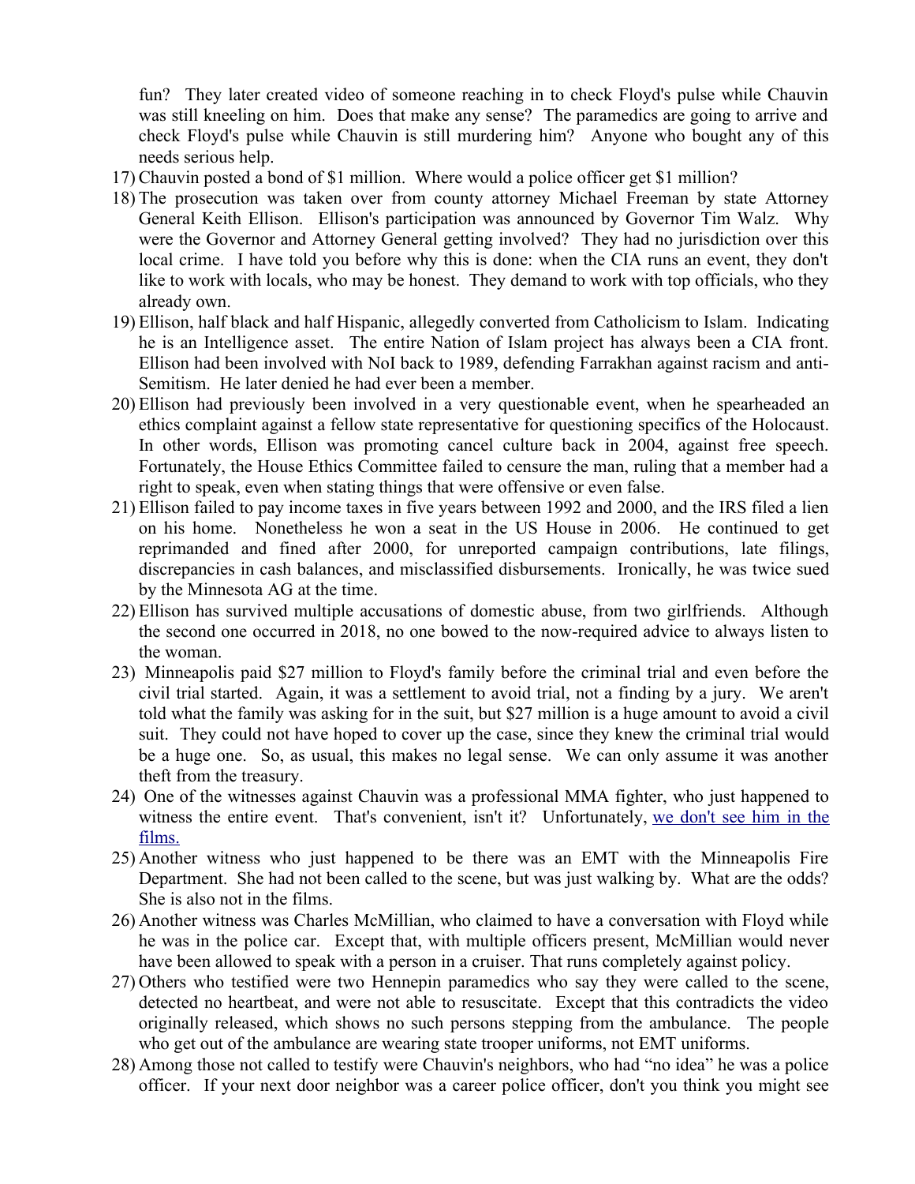fun? They later created video of someone reaching in to check Floyd's pulse while Chauvin was still kneeling on him. Does that make any sense? The paramedics are going to arrive and check Floyd's pulse while Chauvin is still murdering him? Anyone who bought any of this needs serious help.

17) Chauvin posted a bond of $1 million. Where would a police officer get $1 million?
18) The prosecution was taken over from county attorney Michael Freeman by state Attorney General Keith Ellison. Ellison's participation was announced by Governor Tim Walz. Why were the Governor and Attorney General getting involved? They had no jurisdiction over this local crime. I have told you before why this is done: when the CIA runs an event, they don't like to work with locals, who may be honest. They demand to work with top officials, who they already own.
19) Ellison, half black and half Hispanic, allegedly converted from Catholicism to Islam. Indicating he is an Intelligence asset. The entire Nation of Islam project has always been a CIA front. Ellison had been involved with NoI back to 1989, defending Farrakhan against racism and anti-Semitism. He later denied he had ever been a member.
20) Ellison had previously been involved in a very questionable event, when he spearheaded an ethics complaint against a fellow state representative for questioning specifics of the Holocaust. In other words, Ellison was promoting cancel culture back in 2004, against free speech. Fortunately, the House Ethics Committee failed to censure the man, ruling that a member had a right to speak, even when stating things that were offensive or even false.
21) Ellison failed to pay income taxes in five years between 1992 and 2000, and the IRS filed a lien on his home. Nonetheless he won a seat in the US House in 2006. He continued to get reprimanded and fined after 2000, for unreported campaign contributions, late filings, discrepancies in cash balances, and misclassified disbursements. Ironically, he was twice sued by the Minnesota AG at the time.
22) Ellison has survived multiple accusations of domestic abuse, from two girlfriends. Although the second one occurred in 2018, no one bowed to the now-required advice to always listen to the woman.
23) Minneapolis paid $27 million to Floyd's family before the criminal trial and even before the civil trial started. Again, it was a settlement to avoid trial, not a finding by a jury. We aren't told what the family was asking for in the suit, but $27 million is a huge amount to avoid a civil suit. They could not have hoped to cover up the case, since they knew the criminal trial would be a huge one. So, as usual, this makes no legal sense. We can only assume it was another theft from the treasury.
24) One of the witnesses against Chauvin was a professional MMA fighter, who just happened to witness the entire event. That's convenient, isn't it? Unfortunately, [we don't see him in the films.]
25) Another witness who just happened to be there was an EMT with the Minneapolis Fire Department. She had not been called to the scene, but was just walking by. What are the odds? She is also not in the films.
26) Another witness was Charles McMillian, who claimed to have a conversation with Floyd while he was in the police car. Except that, with multiple officers present, McMillian would never have been allowed to speak with a person in a cruiser. That runs completely against policy.
27) Others who testified were two Hennepin paramedics who say they were called to the scene, detected no heartbeat, and were not able to resuscitate. Except that this contradicts the video originally released, which shows no such persons stepping from the ambulance. The people who get out of the ambulance are wearing state trooper uniforms, not EMT uniforms.
28) Among those not called to testify were Chauvin's neighbors, who had "no idea" he was a police officer. If your next door neighbor was a career police officer, don't you think you might see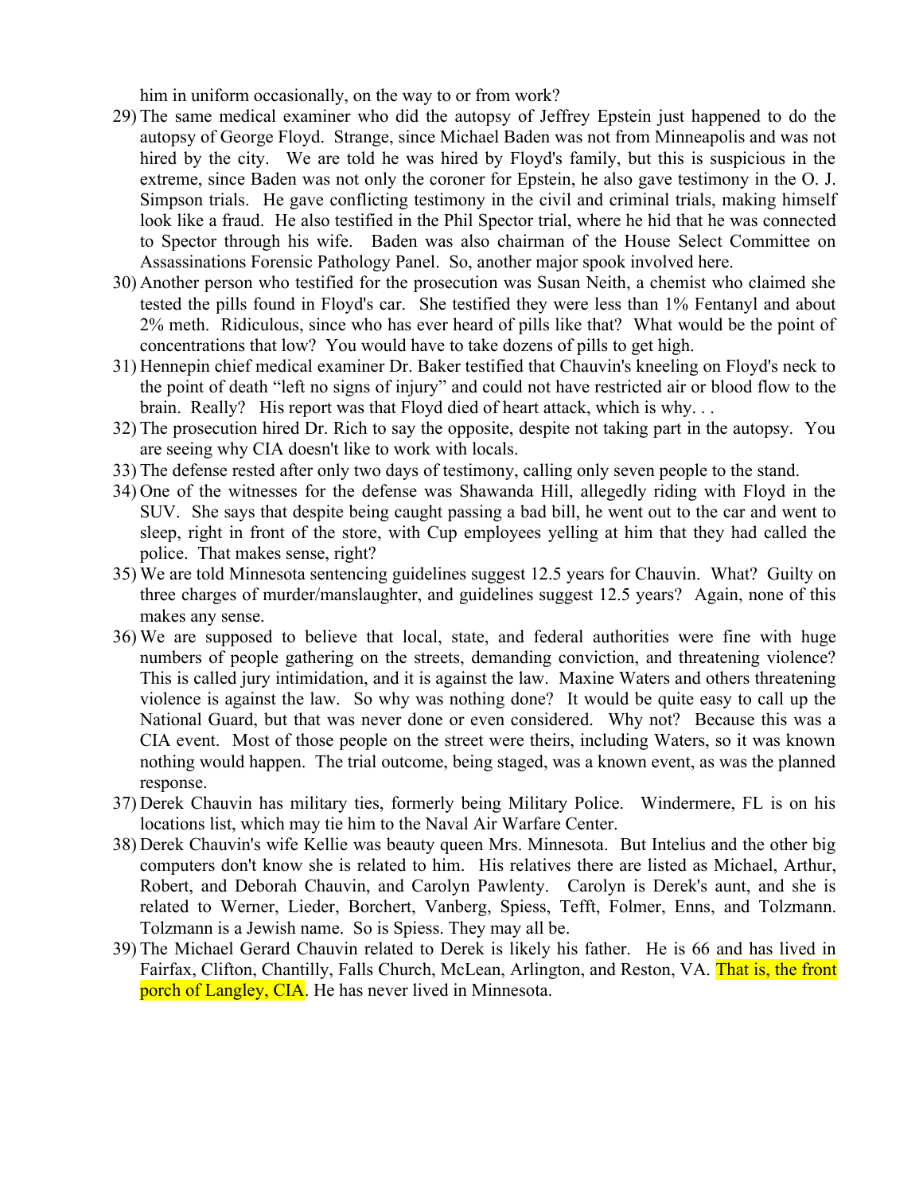him in uniform occasionally, on the way to or from work?

29) The same medical examiner who did the autopsy of Jeffrey Epstein just happened to do the autopsy of George Floyd. Strange, since Michael Baden was not from Minneapolis and was not hired by the city. We are told he was hired by Floyd's family, but this is suspicious in the extreme, since Baden was not only the coroner for Epstein, he also gave testimony in the O. J. Simpson trials. He gave conflicting testimony in the civil and criminal trials, making himself look like a fraud. He also testified in the Phil Spector trial, where he hid that he was connected to Spector through his wife. Baden was also chairman of the House Select Committee on Assassinations Forensic Pathology Panel. So, another major spook involved here.
30) Another person who testified for the prosecution was Susan Neith, a chemist who claimed she tested the pills found in Floyd's car. She testified they were less than 1% Fentanyl and about 2% meth. Ridiculous, since who has ever heard of pills like that? What would be the point of concentrations that low? You would have to take dozens of pills to get high.
31) Hennepin chief medical examiner Dr. Baker testified that Chauvin's kneeling on Floyd's neck to the point of death "left no signs of injury" and could not have restricted air or blood flow to the brain. Really? His report was that Floyd died of heart attack, which is why. . .
32) The prosecution hired Dr. Rich to say the opposite, despite not taking part in the autopsy. You are seeing why CIA doesn't like to work with locals.
33) The defense rested after only two days of testimony, calling only seven people to the stand.
34) One of the witnesses for the defense was Shawanda Hill, allegedly riding with Floyd in the SUV. She says that despite being caught passing a bad bill, he went out to the car and went to sleep, right in front of the store, with Cup employees yelling at him that they had called the police. That makes sense, right?
35) We are told Minnesota sentencing guidelines suggest 12.5 years for Chauvin. What? Guilty on three charges of murder/manslaughter, and guidelines suggest 12.5 years? Again, none of this makes any sense.
36) We are supposed to believe that local, state, and federal authorities were fine with huge numbers of people gathering on the streets, demanding conviction, and threatening violence? This is called jury intimidation, and it is against the law. Maxine Waters and others threatening violence is against the law. So why was nothing done? It would be quite easy to call up the National Guard, but that was never done or even considered. Why not? Because this was a CIA event. Most of those people on the street were theirs, including Waters, so it was known nothing would happen. The trial outcome, being staged, was a known event, as was the planned response.
37) Derek Chauvin has military ties, formerly being Military Police. Windermere, FL is on his locations list, which may tie him to the Naval Air Warfare Center.
38) Derek Chauvin's wife Kellie was beauty queen Mrs. Minnesota. But Intelius and the other big computers don't know she is related to him. His relatives there are listed as Michael, Arthur, Robert, and Deborah Chauvin, and Carolyn Pawlenty. Carolyn is Derek's aunt, and she is related to Werner, Lieder, Borchert, Vanberg, Spiess, Tefft, Folmer, Enns, and Tolzmann. Tolzmann is a Jewish name. So is Spiess. They may all be.
39) The Michael Gerard Chauvin related to Derek is likely his father. He is 66 and has lived in Fairfax, Clifton, Chantilly, Falls Church, McLean, Arlington, and Reston, VA. That is, the front porch of Langley, CIA. He has never lived in Minnesota.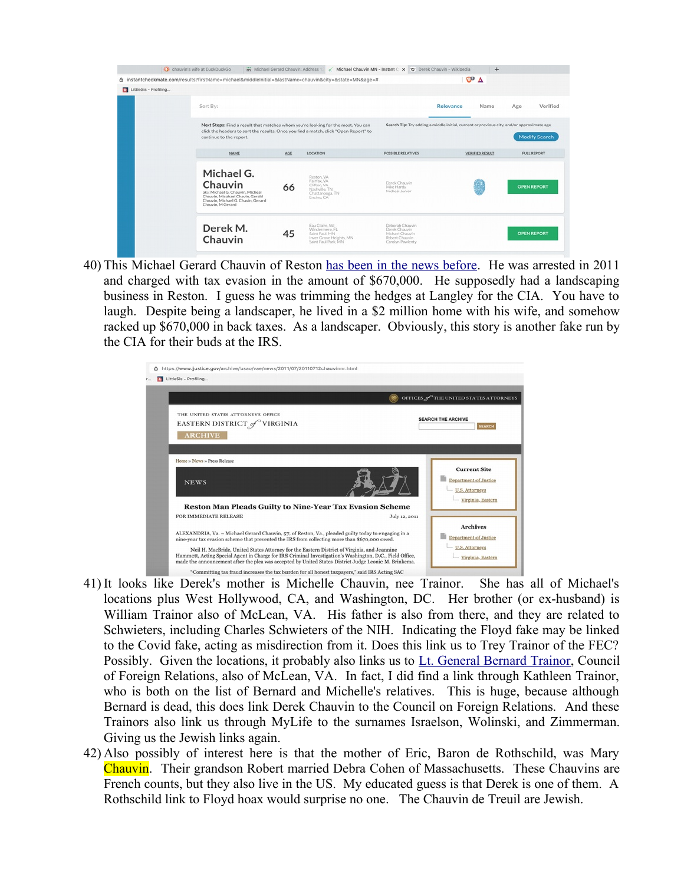40) This Michael Gerard Chauvin of Reston has been in the news before. He was arrested in 2011 and charged with tax evasion in the amount of $670,000. He supposedly had a landscaping business in Reston. I guess he was trimming the hedges at Langley for the CIA. You have to laugh. Despite being a landscaper, he lived in a $2 million home with his wife, and somehow racked up $670,000 in back taxes. As a landscaper. Obviously, this story is another fake run by the CIA for their buds at the IRS.

41) It looks like Derek's mother is Michelle Chauvin, nee Trainor. She has all of Michael's locations plus West Hollywood, CA, and Washington, DC. Her brother (or ex-husband) is William Trainor also of McLean, VA. His father is also from there, and they are related to Schwieters, including Charles Schwieters of the NIH. Indicating the Floyd fake may be linked to the Covid fake, acting as misdirection from it. Does this link us to Trey Trainor of the FEC? Possibly. Given the locations, it probably also links us to Lt. General Bernard Trainor, Council of Foreign Relations, also of McLean, VA. In fact, I did find a link through Kathleen Trainor, who is both on the list of Bernard and Michelle's relatives. This is huge, because although Bernard is dead, this does link Derek Chauvin to the Council on Foreign Relations. And these Trainors also link us through MyLife to the surnames Israelson, Wolinski, and Zimmerman. Giving us the Jewish links again.

42) Also possibly of interest here is that the mother of Eric, Baron de Rothschild, was Mary Chauvin. Their grandson Robert married Debra Cohen of Massachusetts. These Chauvins are French counts, but they also live in the US. My educated guess is that Derek is one of them. A Rothschild link to Floyd hoax would surprise no one. The Chauvin de Treuil are Jewish.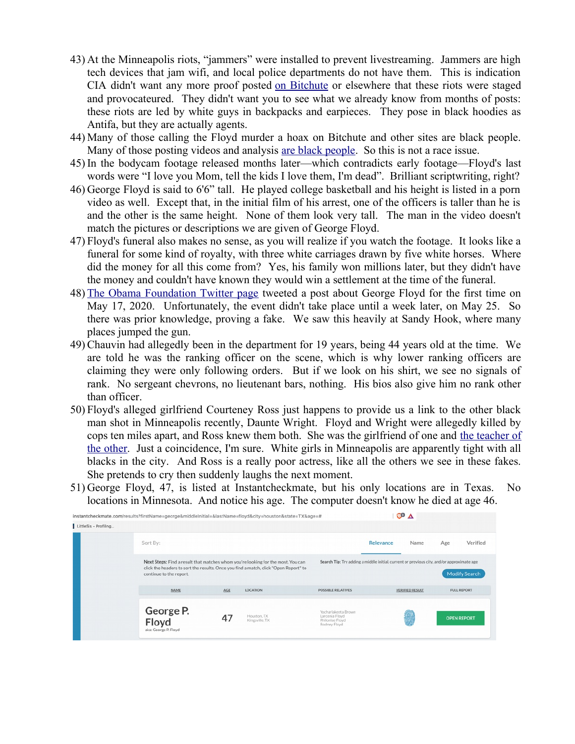43) At the Minneapolis riots, “jammers” were installed to prevent livestreaming. Jammers are high tech devices that jam wifi, and local police departments do not have them. This is indication CIA didn't want any more proof posted [on Bitchute] or elsewhere that these riots were staged and provocateured. They didn't want you to see what we already know from months of posts: these riots are led by white guys in backpacks and earpieces. They pose in black hoodies as Antifa, but they are actually agents.
44) Many of those calling the Floyd murder a hoax on Bitchute and other sites are black people. Many of those posting videos and analysis [are black people]. So this is not a race issue.
45) In the bodycam footage released months later—which contradicts early footage—Floyd's last words were “I love you Mom, tell the kids I love them, I'm dead”. Brilliant scriptwriting, right?
46) George Floyd is said to 6'6” tall. He played college basketball and his height is listed in a porn video as well. Except that, in the initial film of his arrest, one of the officers is taller than he is and the other is the same height. None of them look very tall. The man in the video doesn't match the pictures or descriptions we are given of George Floyd.
47) Floyd's funeral also makes no sense, as you will realize if you watch the footage. It looks like a funeral for some kind of royalty, with three white carriages drawn by five white horses. Where did the money for all this come from? Yes, his family won millions later, but they didn't have the money and couldn't have known they would win a settlement at the time of the funeral.
48) [The Obama Foundation Twitter page] tweeted a post about George Floyd for the first time on May 17, 2020. Unfortunately, the event didn't take place until a week later, on May 25. So there was prior knowledge, proving a fake. We saw this heavily at Sandy Hook, where many places jumped the gun.
49) Chauvin had allegedly been in the department for 19 years, being 44 years old at the time. We are told he was the ranking officer on the scene, which is why lower ranking officers are claiming they were only following orders. But if we look on his shirt, we see no signals of rank. No sergeant chevrons, no lieutenant bars, nothing. His bios also give him no rank other than officer.
50) Floyd's alleged girlfriend Courteney Ross just happens to provide us a link to the other black man shot in Minneapolis recently, Daunte Wright. Floyd and Wright were allegedly killed by cops ten miles apart, and Ross knew them both. She was the girlfriend of one and [the teacher of the other]. Just a coincidence, I'm sure. White girls in Minneapolis are apparently tight with all blacks in the city. And Ross is a really poor actress, like all the others we see in these fakes. She pretends to cry then suddenly laughs the next moment.
51) George Floyd, 47, is listed at Instantcheckmate, but his only locations are in Texas. No locations in Minnesota. And notice his age. The computer doesn't know he died at age 46.

instantcheckmate.com/results?firstName=george&middleInitial=&lastName=floyd&city=houston&state=TX&age=#

Sort By: Relevance Name Age Verified

Next Steps: Find a result that matches whom you're looking for the most. You can click the headers to sort the results. Once you find a match, click "Open Report" to continue to the report.

Search Tip: Try adding a middle initial, current or previous city, and/or approximate age

Modify Search

| NAME | AGE | LOCATION | POSSIBLE RELATIVES | VERIFIED RESULT | FULL REPORT |
| --- | --- | --- | --- | --- | --- |
| George P. Floyd (aka: George P. Floyd) | 47 | Houston, TX Kingsville, TX | Yocharlakeeta Brown Larcenia Floyd Philonise Floyd Rodney Floyd | | OPEN REPORT |